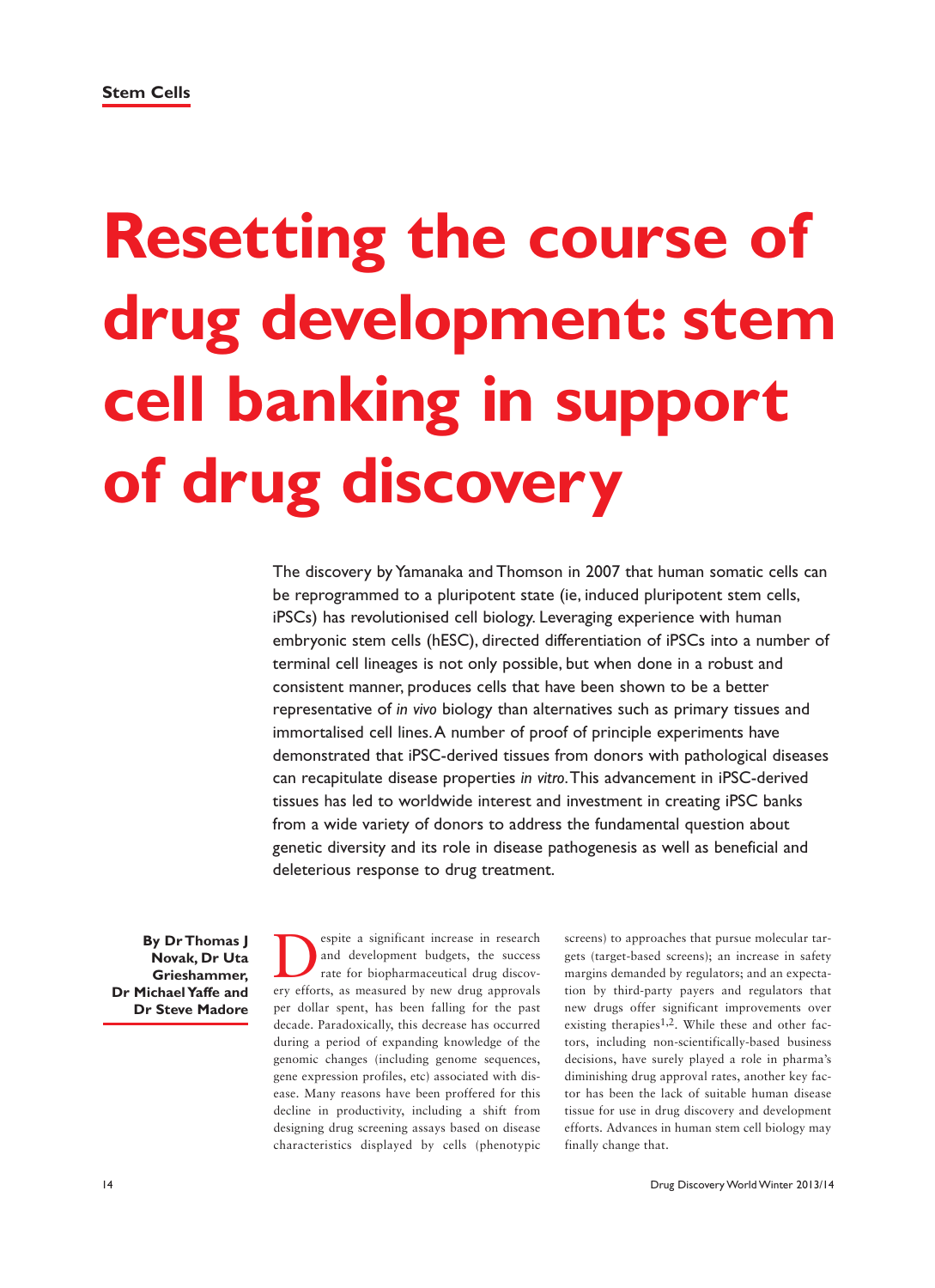Stem Cells

# Resetting the course of drug development: stem cell banking in support of drug discovery

The discovery by Yamanaka and Thomson in 2007 that human somatic cells can be reprogrammed to a pluripotent state (ie, induced pluripotent stem cells, iPSCs) has revolutionised cell biology. Leveraging experience with human embryonic stem cells (hESC), directed differentiation of iPSCs into a number of terminal cell lineages is not only possible, but when done in a robust and consistent manner, produces cells that have been shown to be a better representative of *in vivo* biology than alternatives such as primary tissues and immortalised cell lines. A number of proof of principle experiments have demonstrated that iPSC-derived tissues from donors with pathological diseases can recapitulate disease properties *in vitro*. This advancement in iPSC-derived tissues has led to worldwide interest and investment in creating iPSC banks from a wide variety of donors to address the fundamental question about genetic diversity and its role in disease pathogenesis as well as beneficial and deleterious response to drug treatment.

**By Dr Thomas J Novak, Dr Uta Grieshammer, Dr Michael Yaffe and Dr Steve Madore**

Despite a significant increase in research and development budgets, the success rate for biopharmaceutical drug discovery efforts, as measured by new drug approvals per dollar spent, has been falling for the past decade. Paradoxically, this decrease has occurred during a period of expanding knowledge of the genomic changes (including genome sequences, gene expression profiles, etc) associated with disease. Many reasons have been proffered for this decline in productivity, including a shift from designing drug screening assays based on disease characteristics displayed by cells (phenotypic screens) to approaches that pursue molecular targets (target-based screens); an increase in safety margins demanded by regulators; and an expectation by third-party payers and regulators that new drugs offer significant improvements over existing therapies[1,2]. While these and other factors, including non-scientifically-based business decisions, have surely played a role in pharma's diminishing drug approval rates, another key factor has been the lack of suitable human disease tissue for use in drug discovery and development efforts. Advances in human stem cell biology may finally change that.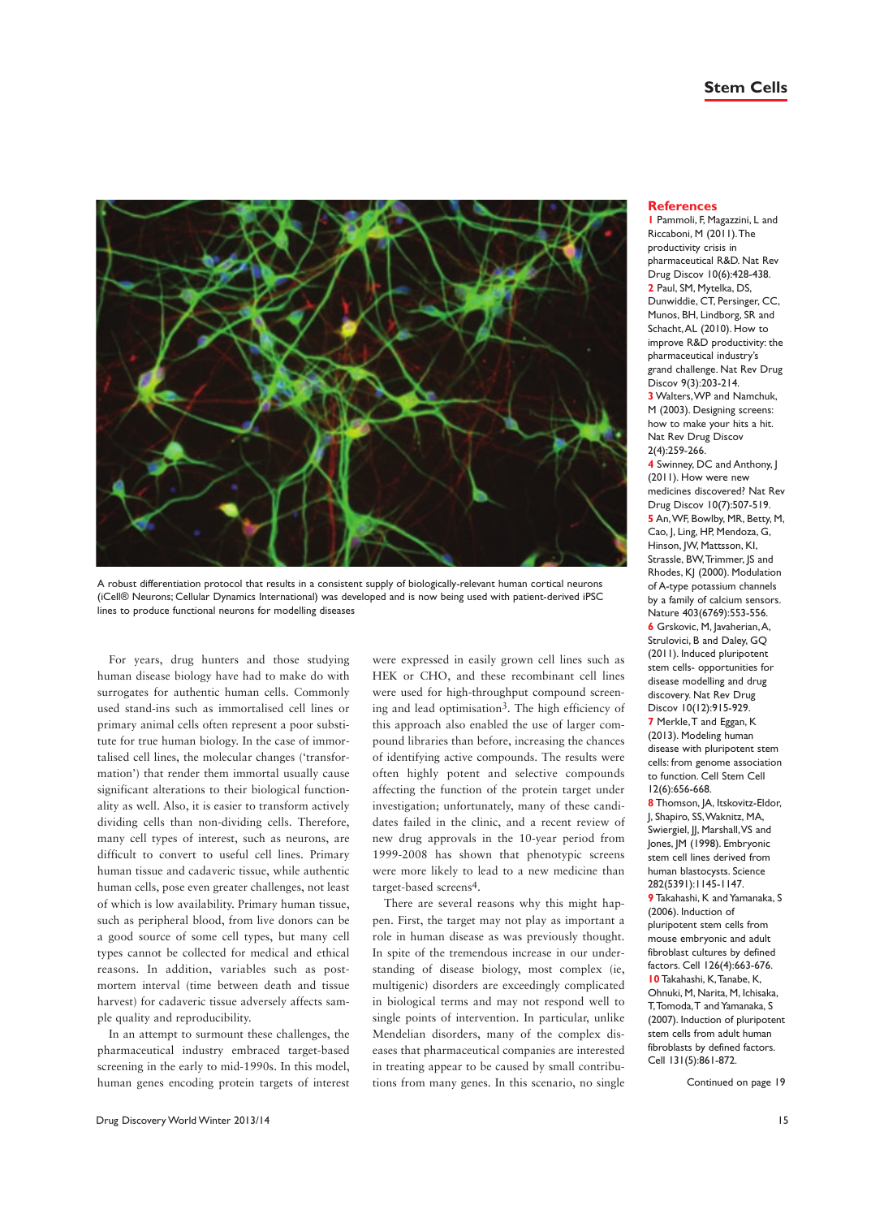A robust differentiation protocol that results in a consistent supply of biologically-relevant human cortical neurons (iCell® Neurons; Cellular Dynamics International) was developed and is now being used with patient-derived iPSC lines to produce functional neurons for modelling diseases

For years, drug hunters and those studying human disease biology have had to make do with surrogates for authentic human cells. Commonly used stand-ins such as immortalised cell lines or primary animal cells often represent a poor substitute for true human biology. In the case of immortalised cell lines, the molecular changes ('transformation') that render them immortal usually cause significant alterations to their biological functionality as well. Also, it is easier to transform actively dividing cells than non-dividing cells. Therefore, many cell types of interest, such as neurons, are difficult to convert to useful cell lines. Primary human tissue and cadaveric tissue, while authentic human cells, pose even greater challenges, not least of which is low availability. Primary human tissue, such as peripheral blood, from live donors can be a good source of some cell types, but many cell types cannot be collected for medical and ethical reasons. In addition, variables such as post-mortem interval (time between death and tissue harvest) for cadaveric tissue adversely affects sample quality and reproducibility.

In an attempt to surmount these challenges, the pharmaceutical industry embraced target-based screening in the early to mid-1990s. In this model, human genes encoding protein targets of interest were expressed in easily grown cell lines such as HEK or CHO, and these recombinant cell lines were used for high-throughput compound screening and lead optimisation[3]. The high efficiency of this approach also enabled the use of larger compound libraries than before, increasing the chances of identifying active compounds. The results were often highly potent and selective compounds affecting the function of the protein target under investigation; unfortunately, many of these candidates failed in the clinic, and a recent review of new drug approvals in the 10-year period from 1999-2008 has shown that phenotypic screens were more likely to lead to a new medicine than target-based screens[4].

There are several reasons why this might happen. First, the target may not play as important a role in human disease as was previously thought. In spite of the tremendous increase in our understanding of disease biology, most complex (ie, multigenic) disorders are exceedingly complicated in biological terms and may not respond well to single points of intervention. In particular, unlike Mendelian disorders, many of the complex diseases that pharmaceutical companies are interested in treating appear to be caused by small contributions from many genes. In this scenario, no single

## References

**1** Pammoli, F, Magazzini, L and Riccaboni, M (2011). The productivity crisis in pharmaceutical R&D. Nat Rev Drug Discov 10(6):428-438.

**2** Paul, SM, Mytelka, DS, Dunwiddie, CT, Persinger, CC, Munos, BH, Lindborg, SR and Schacht, AL (2010). How to improve R&D productivity: the pharmaceutical industry's grand challenge. Nat Rev Drug Discov 9(3):203-214.

**3** Walters, WP and Namchuk, M (2003). Designing screens: how to make your hits a hit. Nat Rev Drug Discov 2(4):259-266.

**4** Swinney, DC and Anthony, J (2011). How were new medicines discovered? Nat Rev Drug Discov 10(7):507-519.

**5** An, WF, Bowlby, MR, Betty, M, Cao, J, Ling, HP, Mendoza, G, Hinson, JW, Mattsson, KI, Strassle, BW, Trimmer, JS and Rhodes, KJ (2000). Modulation of A-type potassium channels by a family of calcium sensors. Nature 403(6769):553-556.

**6** Grskovic, M, Javaherian, A, Strulovici, B and Daley, GQ (2011). Induced pluripotent stem cells- opportunities for disease modelling and drug discovery. Nat Rev Drug Discov 10(12):915-929.

**7** Merkle, T and Eggan, K (2013). Modeling human disease with pluripotent stem cells: from genome association to function. Cell Stem Cell 12(6):656-668.

**8** Thomson, JA, Itskovitz-Eldor, J, Shapiro, SS, Waknitz, MA, Swiergiel, JJ, Marshall, VS and Jones, JM (1998). Embryonic stem cell lines derived from human blastocysts. Science 282(5391):1145-1147.

**9** Takahashi, K and Yamanaka, S (2006). Induction of pluripotent stem cells from mouse embryonic and adult fibroblast cultures by defined factors. Cell 126(4):663-676.

**10** Takahashi, K, Tanabe, K, Ohnuki, M, Narita, M, Ichisaka, T, Tomoda, T and Yamanaka, S (2007). Induction of pluripotent stem cells from adult human fibroblasts by defined factors. Cell 131(5):861-872.

Continued on page 19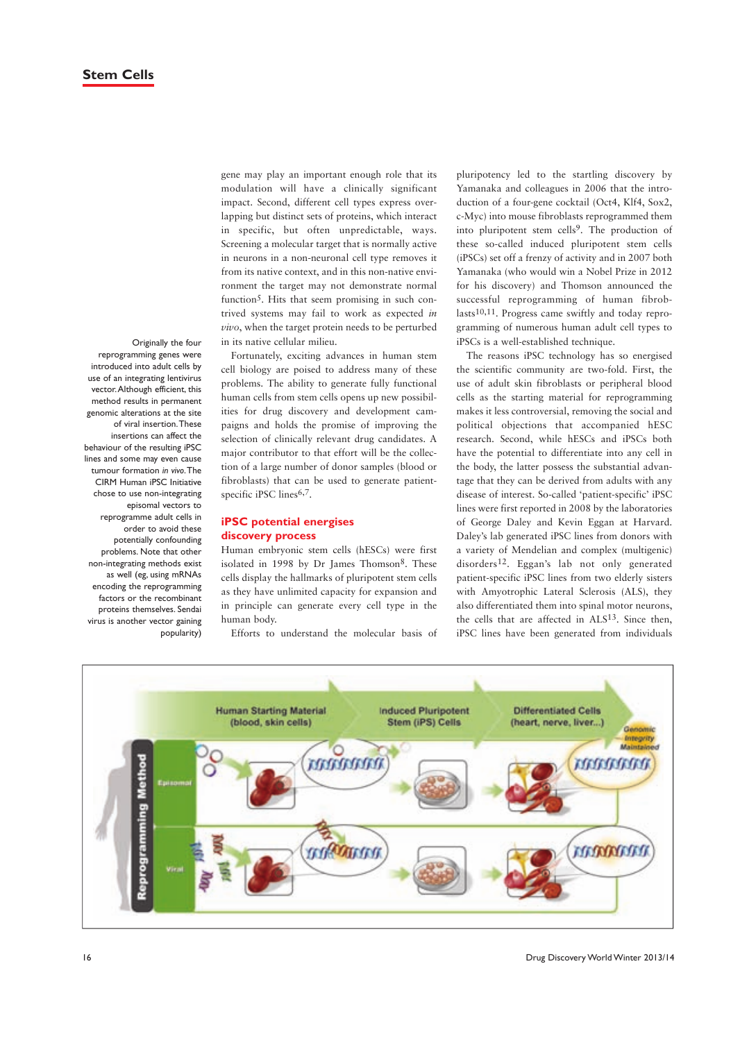gene may play an important enough role that its modulation will have a clinically significant impact. Second, different cell types express overlapping but distinct sets of proteins, which interact in specific, but often unpredictable, ways. Screening a molecular target that is normally active in neurons in a non-neuronal cell type removes it from its native context, and in this non-native environment the target may not demonstrate normal function[5]. Hits that seem promising in such contrived systems may fail to work as expected *in vivo*, when the target protein needs to be perturbed in its native cellular milieu.

Fortunately, exciting advances in human stem cell biology are poised to address many of these problems. The ability to generate fully functional human cells from stem cells opens up new possibilities for drug discovery and development campaigns and holds the promise of improving the selection of clinically relevant drug candidates. A major contributor to that effort will be the collection of a large number of donor samples (blood or fibroblasts) that can be used to generate patient-specific iPSC lines[6,7].

## iPSC potential energises discovery process

Human embryonic stem cells (hESCs) were first isolated in 1998 by Dr James Thomson[8]. These cells display the hallmarks of pluripotent stem cells as they have unlimited capacity for expansion and in principle can generate every cell type in the human body.

Efforts to understand the molecular basis of pluripotency led to the startling discovery by Yamanaka and colleagues in 2006 that the introduction of a four-gene cocktail (Oct4, Klf4, Sox2, c-Myc) into mouse fibroblasts reprogrammed them into pluripotent stem cells[9]. The production of these so-called induced pluripotent stem cells (iPSCs) set off a frenzy of activity and in 2007 both Yamanaka (who would win a Nobel Prize in 2012 for his discovery) and Thomson announced the successful reprogramming of human fibroblasts[10,11]. Progress came swiftly and today reprogramming of numerous human adult cell types to iPSCs is a well-established technique.

The reasons iPSC technology has so energised the scientific community are two-fold. First, the use of adult skin fibroblasts or peripheral blood cells as the starting material for reprogramming makes it less controversial, removing the social and political objections that accompanied hESC research. Second, while hESCs and iPSCs both have the potential to differentiate into any cell in the body, the latter possess the substantial advantage that they can be derived from adults with any disease of interest. So-called 'patient-specific' iPSC lines were first reported in 2008 by the laboratories of George Daley and Kevin Eggan at Harvard. Daley's lab generated iPSC lines from donors with a variety of Mendelian and complex (multigenic) disorders[12]. Eggan's lab not only generated patient-specific iPSC lines from two elderly sisters with Amyotrophic Lateral Sclerosis (ALS), they also differentiated them into spinal motor neurons, the cells that are affected in ALS[13]. Since then, iPSC lines have been generated from individuals

Originally the four reprogramming genes were introduced into adult cells by use of an integrating lentivirus vector. Although efficient, this method results in permanent genomic alterations at the site of viral insertion. These insertions can affect the behaviour of the resulting iPSC lines and some may even cause tumour formation *in vivo*. The CIRM Human iPSC Initiative chose to use non-integrating episomal vectors to reprogramme adult cells in order to avoid these potentially confounding problems. Note that other non-integrating methods exist as well (eg, using mRNAs encoding the reprogramming factors or the recombinant proteins themselves. Sendai virus is another vector gaining popularity)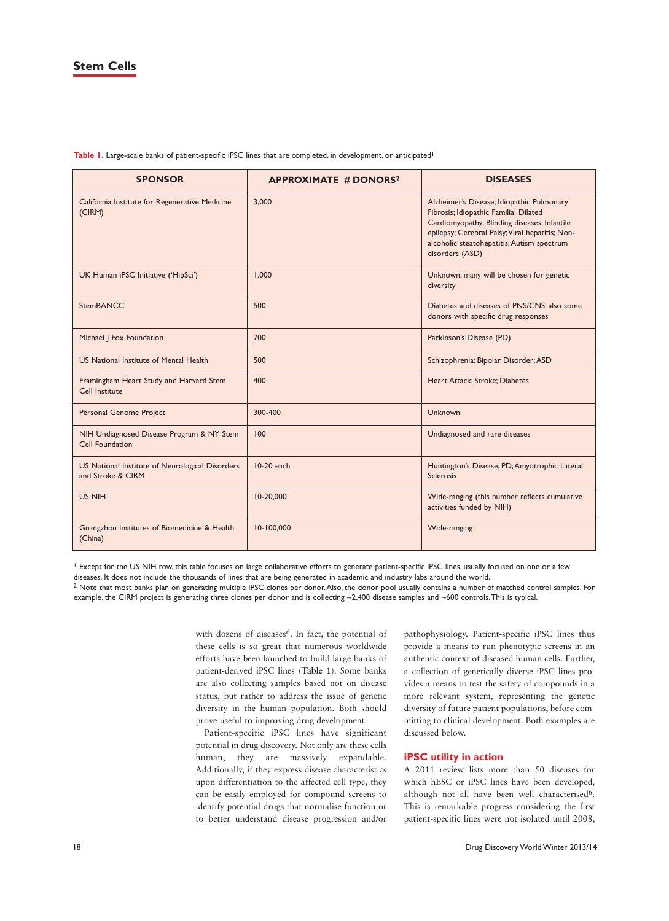**Table 1.** Large-scale banks of patient-specific iPSC lines that are completed, in development, or anticipated[1]

| SPONSOR | APPROXIMATE # DONORS[2] | DISEASES |
|---|---|---|
| California Institute for Regenerative Medicine (CIRM) | 3,000 | Alzheimer's Disease; Idiopathic Pulmonary Fibrosis; Idiopathic Familial Dilated Cardiomyopathy; Blinding diseases; Infantile epilepsy; Cerebral Palsy; Viral hepatitis; Non-alcoholic steatohepatitis; Autism spectrum disorders (ASD) |
| UK Human iPSC Initiative ('HipSci') | 1,000 | Unknown; many will be chosen for genetic diversity |
| StemBANCC | 500 | Diabetes and diseases of PNS/CNS; also some donors with specific drug responses |
| Michael J Fox Foundation | 700 | Parkinson's Disease (PD) |
| US National Institute of Mental Health | 500 | Schizophrenia; Bipolar Disorder; ASD |
| Framingham Heart Study and Harvard Stem Cell Institute | 400 | Heart Attack; Stroke; Diabetes |
| Personal Genome Project | 300-400 | Unknown |
| NIH Undiagnosed Disease Program & NY Stem Cell Foundation | 100 | Undiagnosed and rare diseases |
| US National Institute of Neurological Disorders and Stroke & CIRM | 10-20 each | Huntington's Disease; PD; Amyotrophic Lateral Sclerosis |
| US NIH | 10-20,000 | Wide-ranging (this number reflects cumulative activities funded by NIH) |
| Guangzhou Institutes of Biomedicine & Health (China) | 10-100,000 | Wide-ranging |

[1] Except for the US NIH row, this table focuses on large collaborative efforts to generate patient-specific iPSC lines, usually focused on one or a few diseases. It does not include the thousands of lines that are being generated in academic and industry labs around the world.
[2] Note that most banks plan on generating multiple iPSC clones per donor. Also, the donor pool usually contains a number of matched control samples. For example, the CIRM project is generating three clones per donor and is collecting ~2,400 disease samples and ~600 controls. This is typical.

with dozens of diseases[6]. In fact, the potential of these cells is so great that numerous worldwide efforts have been launched to build large banks of patient-derived iPSC lines (**Table 1**). Some banks are also collecting samples based not on disease status, but rather to address the issue of genetic diversity in the human population. Both should prove useful to improving drug development.

Patient-specific iPSC lines have significant potential in drug discovery. Not only are these cells human, they are massively expandable. Additionally, if they express disease characteristics upon differentiation to the affected cell type, they can be easily employed for compound screens to identify potential drugs that normalise function or to better understand disease progression and/or pathophysiology. Patient-specific iPSC lines thus provide a means to run phenotypic screens in an authentic context of diseased human cells. Further, a collection of genetically diverse iPSC lines provides a means to test the safety of compounds in a more relevant system, representing the genetic diversity of future patient populations, before committing to clinical development. Both examples are discussed below.

## iPSC utility in action

A 2011 review lists more than 50 diseases for which hESC or iPSC lines have been developed, although not all have been well characterised[6]. This is remarkable progress considering the first patient-specific lines were not isolated until 2008,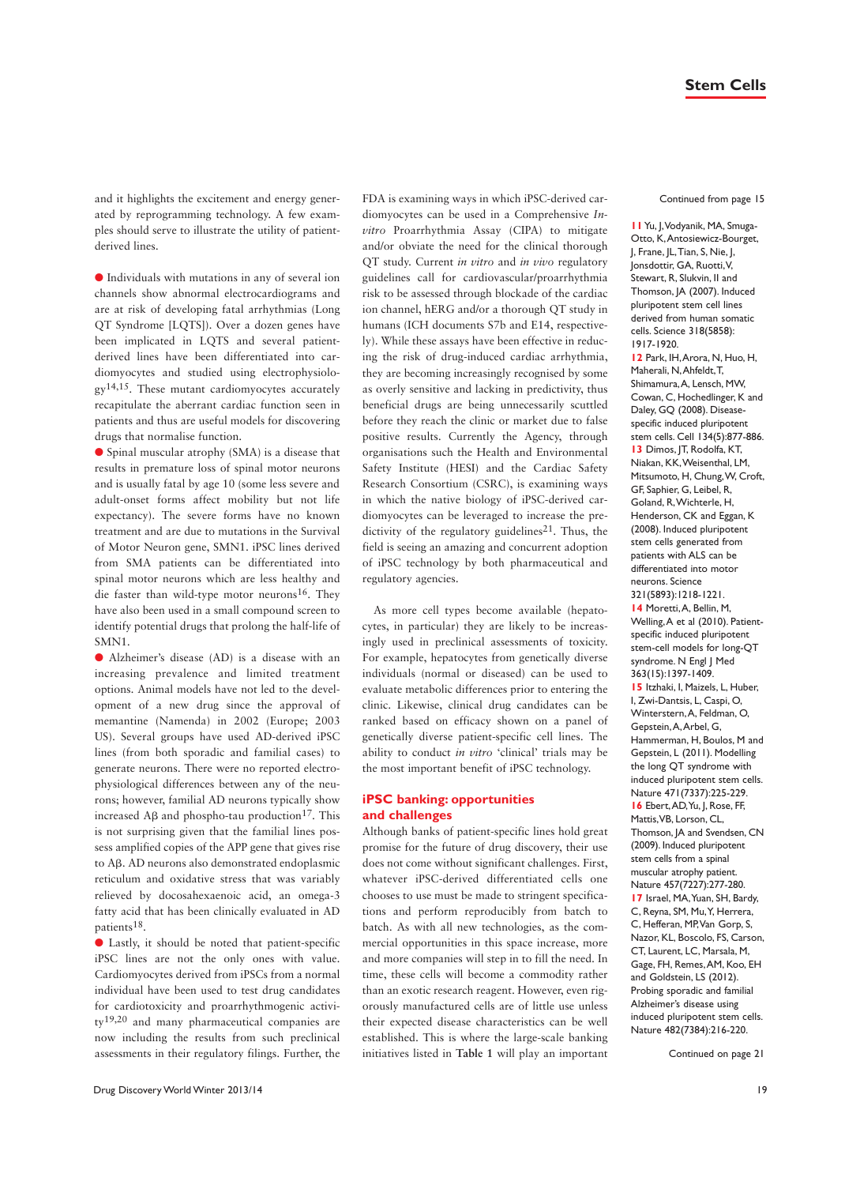and it highlights the excitement and energy generated by reprogramming technology. A few examples should serve to illustrate the utility of patient-derived lines.

- Individuals with mutations in any of several ion channels show abnormal electrocardiograms and are at risk of developing fatal arrhythmias (Long QT Syndrome [LQTS]). Over a dozen genes have been implicated in LQTS and several patient-derived lines have been differentiated into cardiomyocytes and studied using electrophysiology[14,15]. These mutant cardiomyocytes accurately recapitulate the aberrant cardiac function seen in patients and thus are useful models for discovering drugs that normalise function.
- Spinal muscular atrophy (SMA) is a disease that results in premature loss of spinal motor neurons and is usually fatal by age 10 (some less severe and adult-onset forms affect mobility but not life expectancy). The severe forms have no known treatment and are due to mutations in the Survival of Motor Neuron gene, SMN1. iPSC lines derived from SMA patients can be differentiated into spinal motor neurons which are less healthy and die faster than wild-type motor neurons[16]. They have also been used in a small compound screen to identify potential drugs that prolong the half-life of SMN1.
- Alzheimer's disease (AD) is a disease with an increasing prevalence and limited treatment options. Animal models have not led to the development of a new drug since the approval of memantine (Namenda) in 2002 (Europe; 2003 US). Several groups have used AD-derived iPSC lines (from both sporadic and familial cases) to generate neurons. There were no reported electrophysiological differences between any of the neurons; however, familial AD neurons typically show increased Aβ and phospho-tau production[17]. This is not surprising given that the familial lines possess amplified copies of the APP gene that gives rise to Aβ. AD neurons also demonstrated endoplasmic reticulum and oxidative stress that was variably relieved by docosahexaenoic acid, an omega-3 fatty acid that has been clinically evaluated in AD patients[18].
- Lastly, it should be noted that patient-specific iPSC lines are not the only ones with value. Cardiomyocytes derived from iPSCs from a normal individual have been used to test drug candidates for cardiotoxicity and proarrhythmogenic activity[19,20] and many pharmaceutical companies are now including the results from such preclinical assessments in their regulatory filings. Further, the FDA is examining ways in which iPSC-derived cardiomyocytes can be used in a Comprehensive *In-vitro* Proarrhythmia Assay (CIPA) to mitigate and/or obviate the need for the clinical thorough QT study. Current *in vitro* and *in vivo* regulatory guidelines call for cardiovascular/proarrhythmia risk to be assessed through blockade of the cardiac ion channel, hERG and/or a thorough QT study in humans (ICH documents S7b and E14, respectively). While these assays have been effective in reducing the risk of drug-induced cardiac arrhythmia, they are becoming increasingly recognised by some as overly sensitive and lacking in predictivity, thus beneficial drugs are being unnecessarily scuttled before they reach the clinic or market due to false positive results. Currently the Agency, through organisations such the Health and Environmental Safety Institute (HESI) and the Cardiac Safety Research Consortium (CSRC), is examining ways in which the native biology of iPSC-derived cardiomyocytes can be leveraged to increase the predictivity of the regulatory guidelines[21]. Thus, the field is seeing an amazing and concurrent adoption of iPSC technology by both pharmaceutical and regulatory agencies.

As more cell types become available (hepatocytes, in particular) they are likely to be increasingly used in preclinical assessments of toxicity. For example, hepatocytes from genetically diverse individuals (normal or diseased) can be used to evaluate metabolic differences prior to entering the clinic. Likewise, clinical drug candidates can be ranked based on efficacy shown on a panel of genetically diverse patient-specific cell lines. The ability to conduct *in vitro* 'clinical' trials may be the most important benefit of iPSC technology.

## iPSC banking: opportunities and challenges

Although banks of patient-specific lines hold great promise for the future of drug discovery, their use does not come without significant challenges. First, whatever iPSC-derived differentiated cells one chooses to use must be made to stringent specifications and perform reproducibly from batch to batch. As with all new technologies, as the commercial opportunities in this space increase, more and more companies will step in to fill the need. In time, these cells will become a commodity rather than an exotic research reagent. However, even rigorously manufactured cells are of little use unless their expected disease characteristics can be well established. This is where the large-scale banking initiatives listed in **Table 1** will play an important

Continued from page 15

**11** Yu, J, Vodyanik, MA, Smuga-Otto, K, Antosiewicz-Bourget, J, Frane, JL, Tian, S, Nie, J, Jonsdottir, GA, Ruotti, V, Stewart, R, Slukvin, II and Thomson, JA (2007). Induced pluripotent stem cell lines derived from human somatic cells. Science 318(5858): 1917-1920.

**12** Park, IH, Arora, N, Huo, H, Maherali, N, Ahfeldt, T, Shimamura, A, Lensch, MW, Cowan, C, Hochedlinger, K and Daley, GQ (2008). Disease-specific induced pluripotent stem cells. Cell 134(5):877-886.

**13** Dimos, JT, Rodolfa, KT, Niakan, KK, Weisenthal, LM, Mitsumoto, H, Chung, W, Croft, GF, Saphier, G, Leibel, R, Goland, R, Wichterle, H, Henderson, CK and Eggan, K (2008). Induced pluripotent stem cells generated from patients with ALS can be differentiated into motor neurons. Science 321(5893):1218-1221.

**14** Moretti, A, Bellin, M, Welling, A et al (2010). Patient-specific induced pluripotent stem-cell models for long-QT syndrome. N Engl J Med 363(15):1397-1409.

**15** Itzhaki, I, Maizels, L, Huber, I, Zwi-Dantsis, L, Caspi, O, Winterstern, A, Feldman, O, Gepstein, A, Arbel, G, Hammerman, H, Boulos, M and Gepstein, L (2011). Modelling the long QT syndrome with induced pluripotent stem cells. Nature 471(7337):225-229.

**16** Ebert, AD, Yu, J, Rose, FF, Mattis, VB, Lorson, CL, Thomson, JA and Svendsen, CN (2009). Induced pluripotent stem cells from a spinal muscular atrophy patient. Nature 457(7227):277-280.

**17** Israel, MA, Yuan, SH, Bardy, C, Reyna, SM, Mu, Y, Herrera, C, Hefferan, MP, Van Gorp, S, Nazor, KL, Boscolo, FS, Carson, CT, Laurent, LC, Marsala, M, Gage, FH, Remes, AM, Koo, EH and Goldstein, LS (2012). Probing sporadic and familial Alzheimer's disease using induced pluripotent stem cells. Nature 482(7384):216-220.

Continued on page 21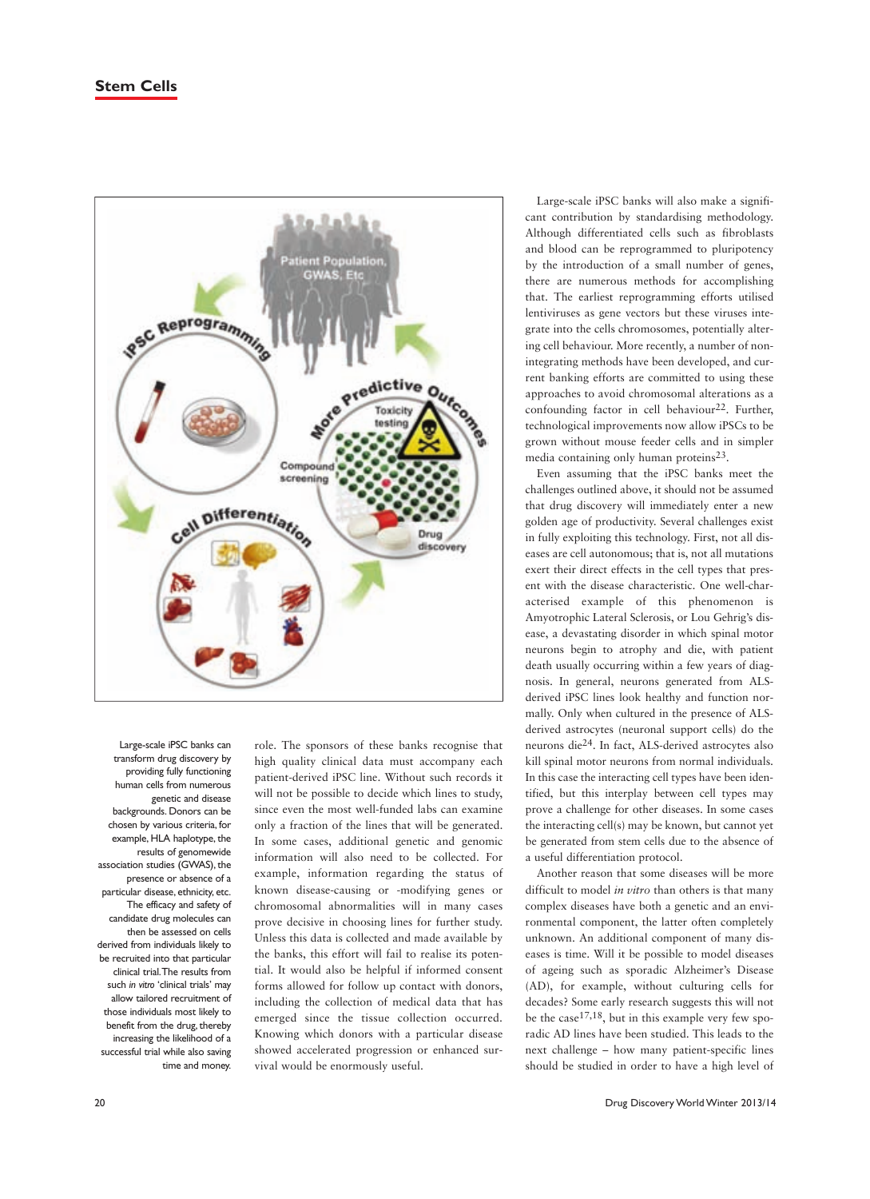Large-scale iPSC banks can transform drug discovery by providing fully functioning human cells from numerous genetic and disease backgrounds. Donors can be chosen by various criteria, for example, HLA haplotype, the results of genomewide association studies (GWAS), the presence or absence of a particular disease, ethnicity, etc. The efficacy and safety of candidate drug molecules can then be assessed on cells derived from individuals likely to be recruited into that particular clinical trial. The results from such *in vitro* 'clinical trials' may allow tailored recruitment of those individuals most likely to benefit from the drug, thereby increasing the likelihood of a successful trial while also saving time and money.

role. The sponsors of these banks recognise that high quality clinical data must accompany each patient-derived iPSC line. Without such records it will not be possible to decide which lines to study, since even the most well-funded labs can examine only a fraction of the lines that will be generated. In some cases, additional genetic and genomic information will also need to be collected. For example, information regarding the status of known disease-causing or -modifying genes or chromosomal abnormalities will in many cases prove decisive in choosing lines for further study. Unless this data is collected and made available by the banks, this effort will fail to realise its potential. It would also be helpful if informed consent forms allowed for follow up contact with donors, including the collection of medical data that has emerged since the tissue collection occurred. Knowing which donors with a particular disease showed accelerated progression or enhanced survival would be enormously useful.

Large-scale iPSC banks will also make a significant contribution by standardising methodology. Although differentiated cells such as fibroblasts and blood can be reprogrammed to pluripotency by the introduction of a small number of genes, there are numerous methods for accomplishing that. The earliest reprogramming efforts utilised lentiviruses as gene vectors but these viruses integrate into the cells chromosomes, potentially altering cell behaviour. More recently, a number of non-integrating methods have been developed, and current banking efforts are committed to using these approaches to avoid chromosomal alterations as a confounding factor in cell behaviour[22]. Further, technological improvements now allow iPSCs to be grown without mouse feeder cells and in simpler media containing only human proteins[23].

Even assuming that the iPSC banks meet the challenges outlined above, it should not be assumed that drug discovery will immediately enter a new golden age of productivity. Several challenges exist in fully exploiting this technology. First, not all diseases are cell autonomous; that is, not all mutations exert their direct effects in the cell types that present with the disease characteristic. One well-characterised example of this phenomenon is Amyotrophic Lateral Sclerosis, or Lou Gehrig's disease, a devastating disorder in which spinal motor neurons begin to atrophy and die, with patient death usually occurring within a few years of diagnosis. In general, neurons generated from ALS-derived iPSC lines look healthy and function normally. Only when cultured in the presence of ALS-derived astrocytes (neuronal support cells) do the neurons die[24]. In fact, ALS-derived astrocytes also kill spinal motor neurons from normal individuals. In this case the interacting cell types have been identified, but this interplay between cell types may prove a challenge for other diseases. In some cases the interacting cell(s) may be known, but cannot yet be generated from stem cells due to the absence of a useful differentiation protocol.

Another reason that some diseases will be more difficult to model *in vitro* than others is that many complex diseases have both a genetic and an environmental component, the latter often completely unknown. An additional component of many diseases is time. Will it be possible to model diseases of ageing such as sporadic Alzheimer's Disease (AD), for example, without culturing cells for decades? Some early research suggests this will not be the case[17,18], but in this example very few sporadic AD lines have been studied. This leads to the next challenge – how many patient-specific lines should be studied in order to have a high level of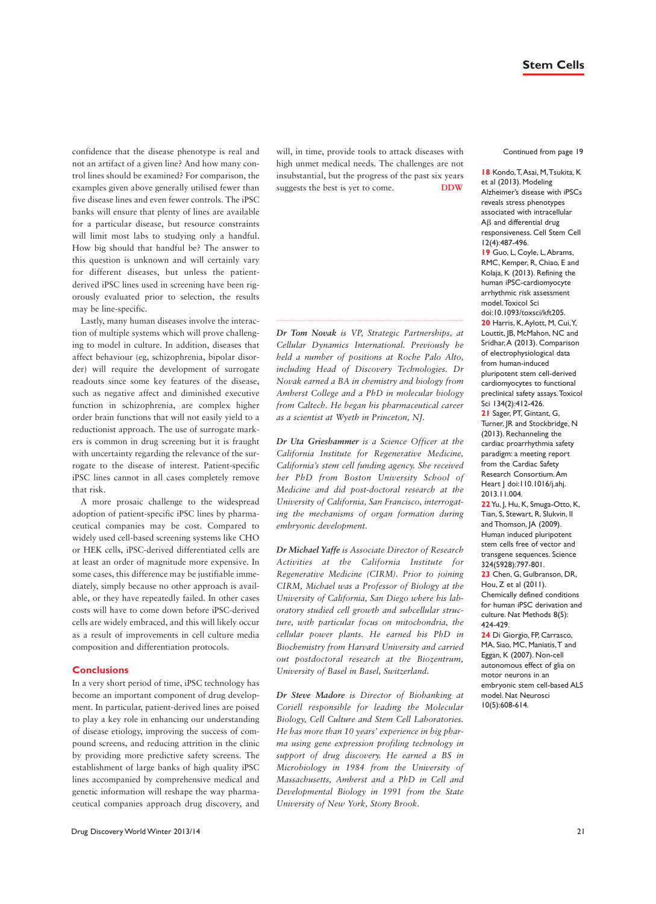confidence that the disease phenotype is real and not an artifact of a given line? And how many control lines should be examined? For comparison, the examples given above generally utilised fewer than five disease lines and even fewer controls. The iPSC banks will ensure that plenty of lines are available for a particular disease, but resource constraints will limit most labs to studying only a handful. How big should that handful be? The answer to this question is unknown and will certainly vary for different diseases, but unless the patient-derived iPSC lines used in screening have been rigorously evaluated prior to selection, the results may be line-specific.

Lastly, many human diseases involve the interaction of multiple systems which will prove challenging to model in culture. In addition, diseases that affect behaviour (eg, schizophrenia, bipolar disorder) will require the development of surrogate readouts since some key features of the disease, such as negative affect and diminished executive function in schizophrenia, are complex higher order brain functions that will not easily yield to a reductionist approach. The use of surrogate markers is common in drug screening but it is fraught with uncertainty regarding the relevance of the surrogate to the disease of interest. Patient-specific iPSC lines cannot in all cases completely remove that risk.

A more prosaic challenge to the widespread adoption of patient-specific iPSC lines by pharmaceutical companies may be cost. Compared to widely used cell-based screening systems like CHO or HEK cells, iPSC-derived differentiated cells are at least an order of magnitude more expensive. In some cases, this difference may be justifiable immediately, simply because no other approach is available, or they have repeatedly failed. In other cases costs will have to come down before iPSC-derived cells are widely embraced, and this will likely occur as a result of improvements in cell culture media composition and differentiation protocols.

## Conclusions

In a very short period of time, iPSC technology has become an important component of drug development. In particular, patient-derived lines are poised to play a key role in enhancing our understanding of disease etiology, improving the success of compound screens, and reducing attrition in the clinic by providing more predictive safety screens. The establishment of large banks of high quality iPSC lines accompanied by comprehensive medical and genetic information will reshape the way pharmaceutical companies approach drug discovery, and will, in time, provide tools to attack diseases with high unmet medical needs. The challenges are not insubstantial, but the progress of the past six years suggests the best is yet to come. **DDW**

---

*Dr Tom Novak is VP, Strategic Partnerships, at Cellular Dynamics International. Previously he held a number of positions at Roche Palo Alto, including Head of Discovery Technologies. Dr Novak earned a BA in chemistry and biology from Amherst College and a PhD in molecular biology from Caltech. He began his pharmaceutical career as a scientist at Wyeth in Princeton, NJ.*

*Dr Uta Grieshammer is a Science Officer at the California Institute for Regenerative Medicine, California's stem cell funding agency. She received her PhD from Boston University School of Medicine and did post-doctoral research at the University of California, San Francisco, interrogating the mechanisms of organ formation during embryonic development.*

*Dr Michael Yaffe is Associate Director of Research Activities at the California Institute for Regenerative Medicine (CIRM). Prior to joining CIRM, Michael was a Professor of Biology at the University of California, San Diego where his laboratory studied cell growth and subcellular structure, with particular focus on mitochondria, the cellular power plants. He earned his PhD in Biochemistry from Harvard University and carried out postdoctoral research at the Biozentrum, University of Basel in Basel, Switzerland.*

*Dr Steve Madore is Director of Biobanking at Coriell responsible for leading the Molecular Biology, Cell Culture and Stem Cell Laboratories. He has more than 10 years' experience in big pharma using gene expression profiling technology in support of drug discovery. He earned a BS in Microbiology in 1984 from the University of Massachusetts, Amherst and a PhD in Cell and Developmental Biology in 1991 from the State University of New York, Stony Brook.*

Continued from page 19

**18** Kondo, T, Asai, M, Tsukita, K et al (2013). Modeling Alzheimer's disease with iPSCs reveals stress phenotypes associated with intracellular Aβ and differential drug responsiveness. Cell Stem Cell 12(4):487-496.

**19** Guo, L, Coyle, L, Abrams, RMC, Kemper, R, Chiao, E and Kolaja, K (2013). Refining the human iPSC-cardiomyocyte arrhythmic risk assessment model. Toxicol Sci doi:10.1093/toxsci/kft205.

**20** Harris, K, Aylott, M, Cui, Y, Louttit, JB, McMahon, NC and Sridhar, A (2013). Comparison of electrophysiological data from human-induced pluripotent stem cell-derived cardiomyocytes to functional preclinical safety assays. Toxicol Sci 134(2):412-426.

**21** Sager, PT, Gintant, G, Turner, JR and Stockbridge, N (2013). Rechanneling the cardiac proarrhythmia safety paradigm: a meeting report from the Cardiac Safety Research Consortium. Am Heart J doi:10.1016/j.ahj.2013.11.004.

**22** Yu, J, Hu, K, Smuga-Otto, K, Tian, S, Stewart, R, Slukvin, II and Thomson, JA (2009). Human induced pluripotent stem cells free of vector and transgene sequences. Science 324(5928):797-801.

**23** Chen, G, Gulbranson, DR, Hou, Z et al (2011). Chemically defined conditions for human iPSC derivation and culture. Nat Methods 8(5): 424-429.

**24** Di Giorgio, FP, Carrasco, MA, Siao, MC, Maniatis, T and Eggan, K (2007). Non-cell autonomous effect of glia on motor neurons in an embryonic stem cell-based ALS model. Nat Neurosci 10(5):608-614.